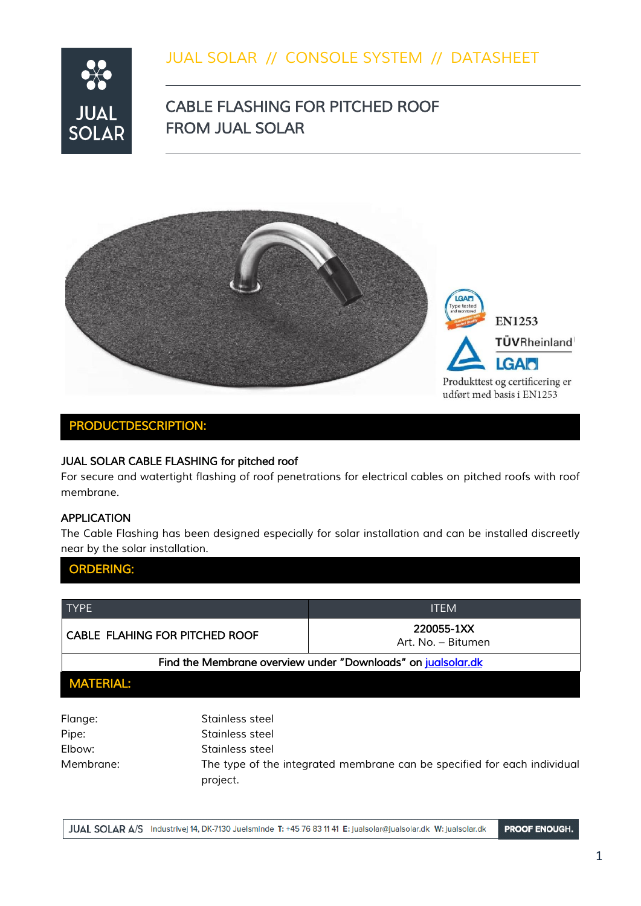JUAL SOLAR // CONSOLE SYSTEM // DATASHEET

# CABLE FLASHING FOR PITCHED ROOF FROM JUAL SOLAR

EN1253

TÜVRheinland

LGA

Produkttest og certificering er udført med basis i EN1253

## PRODUCTDESCRIPTION:

### JUAL SOLAR CABLE FLASHING for pitched roof

For secure and watertight flashing of roof penetrations for electrical cables on pitched roofs with roof membrane.

### APPLICATION

The Cable Flashing has been designed especially for solar installation and can be installed discreetly near by the solar installation.

## ORDERING:

| TYPE | ITEM |
|---|---|
| CABLE FLAHING FOR PITCHED ROOF | 220055-1XX<br>Art. No. – Bitumen |
| Find the Membrane overview under "Downloads" on jualsolar.dk | |

## MATERIAL:

| | |
|---|---|
| Flange: | Stainless steel |
| Pipe: | Stainless steel |
| Elbow: | Stainless steel |
| Membrane: | The type of the integrated membrane can be specified for each individual project. |

JUAL SOLAR A/S Industrivej 14, DK-7130 Juelsminde T: +45 76 83 11 41 E: jualsolar@jualsolar.dk W: jualsolar.dk PROOF ENOUGH.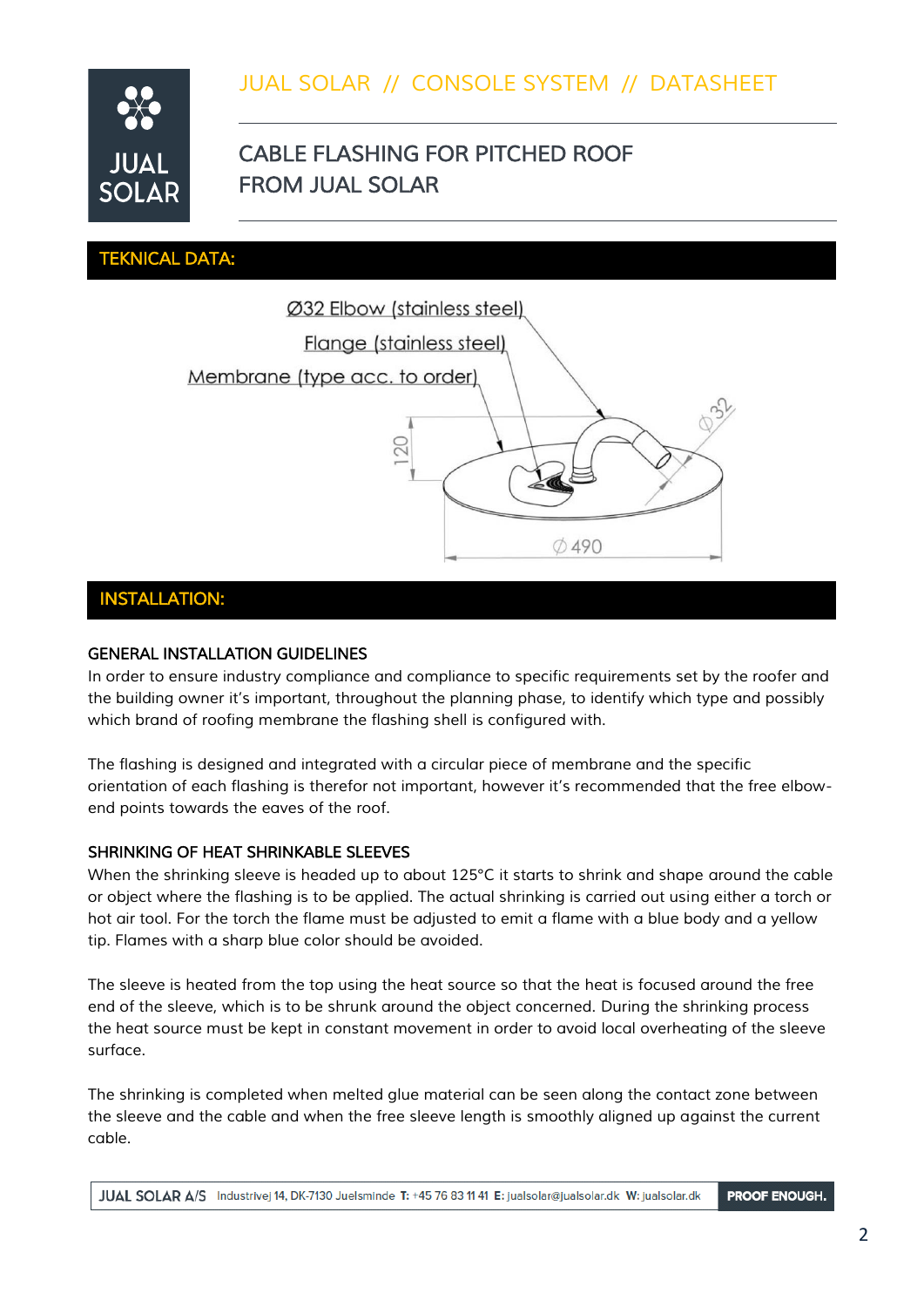# JUAL SOLAR // CONSOLE SYSTEM // DATASHEET

## CABLE FLASHING FOR PITCHED ROOF FROM JUAL SOLAR

## TEKNICAL DATA:

Ø32 Elbow (stainless steel)

Flange (stainless steel)

Membrane (type acc. to order)

120

Ø32

Ø490

## INSTALLATION:

### GENERAL INSTALLATION GUIDELINES

In order to ensure industry compliance and compliance to specific requirements set by the roofer and the building owner it's important, throughout the planning phase, to identify which type and possibly which brand of roofing membrane the flashing shell is configured with.

The flashing is designed and integrated with a circular piece of membrane and the specific orientation of each flashing is therefor not important, however it's recommended that the free elbow-end points towards the eaves of the roof.

### SHRINKING OF HEAT SHRINKABLE SLEEVES

When the shrinking sleeve is headed up to about 125°C it starts to shrink and shape around the cable or object where the flashing is to be applied. The actual shrinking is carried out using either a torch or hot air tool. For the torch the flame must be adjusted to emit a flame with a blue body and a yellow tip. Flames with a sharp blue color should be avoided.

The sleeve is heated from the top using the heat source so that the heat is focused around the free end of the sleeve, which is to be shrunk around the object concerned. During the shrinking process the heat source must be kept in constant movement in order to avoid local overheating of the sleeve surface.

The shrinking is completed when melted glue material can be seen along the contact zone between the sleeve and the cable and when the free sleeve length is smoothly aligned up against the current cable.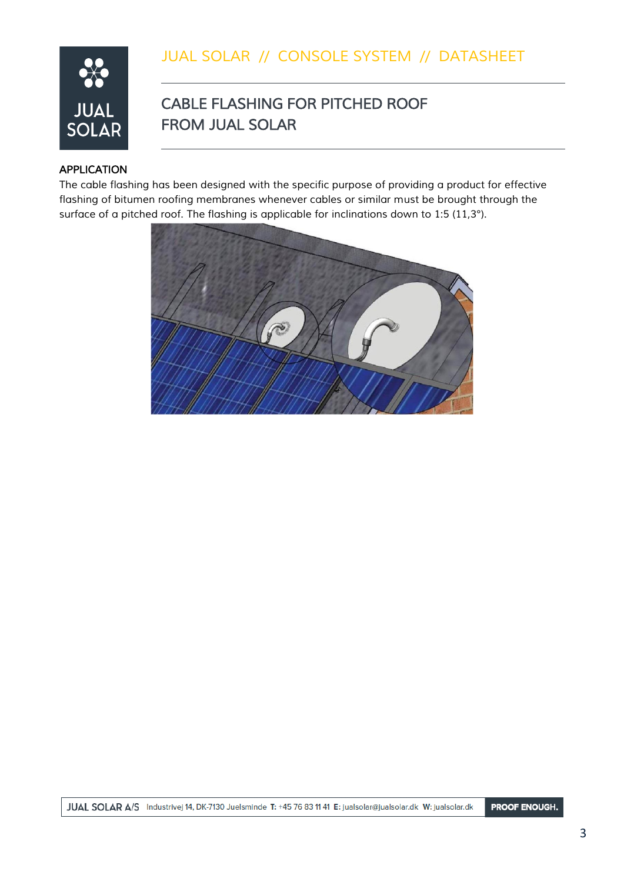# CABLE FLASHING FOR PITCHED ROOF FROM JUAL SOLAR

## APPLICATION

The cable flashing has been designed with the specific purpose of providing a product for effective flashing of bitumen roofing membranes whenever cables or similar must be brought through the surface of a pitched roof. The flashing is applicable for inclinations down to 1:5 (11,3°).